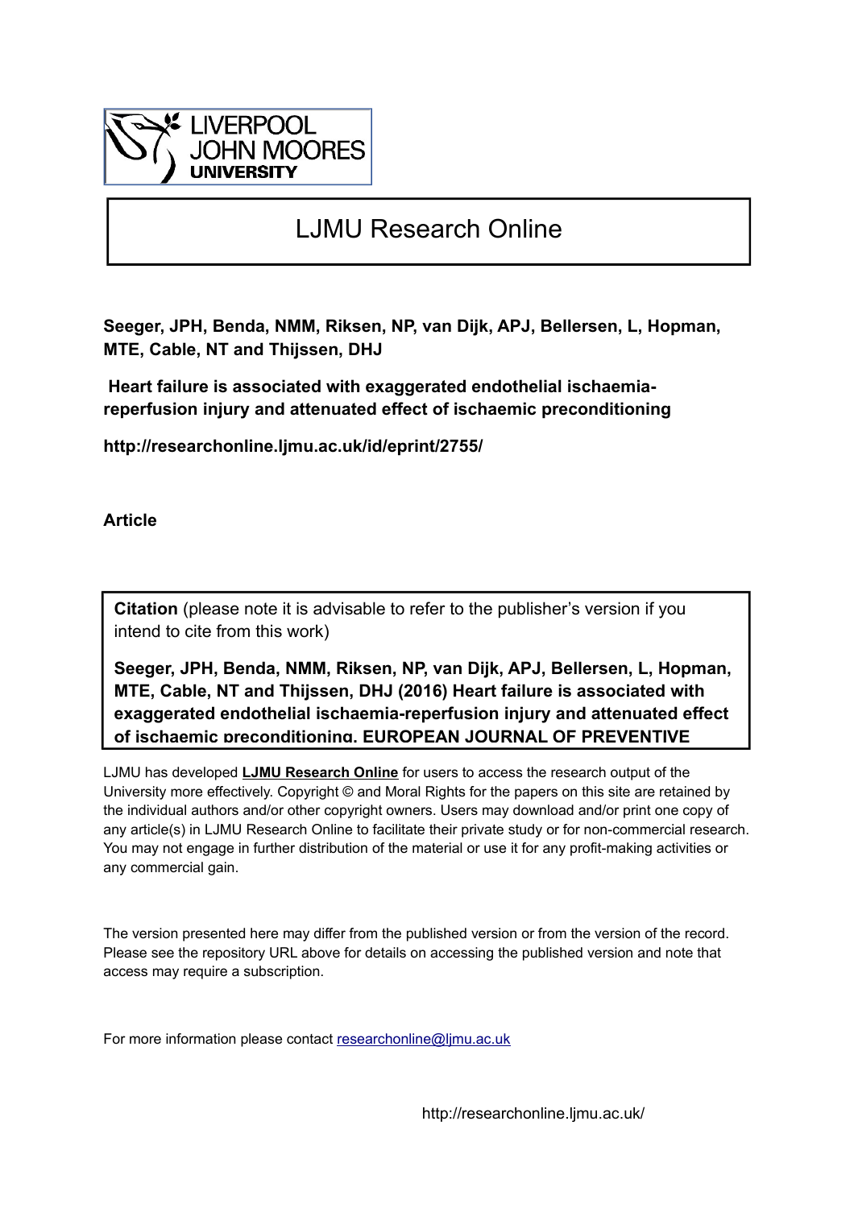LIVERPOOL JOHN MOORES UNIVERSITY

# LJMU Research Online

**Seeger, JPH, Benda, NMM, Riksen, NP, van Dijk, APJ, Bellersen, L, Hopman, MTE, Cable, NT and Thijssen, DHJ**

**Heart failure is associated with exaggerated endothelial ischaemia-reperfusion injury and attenuated effect of ischaemic preconditioning**

**http://researchonline.ljmu.ac.uk/id/eprint/2755/**

**Article**

**Citation** (please note it is advisable to refer to the publisher's version if you intend to cite from this work)

**Seeger, JPH, Benda, NMM, Riksen, NP, van Dijk, APJ, Bellersen, L, Hopman, MTE, Cable, NT and Thijssen, DHJ (2016) Heart failure is associated with exaggerated endothelial ischaemia-reperfusion injury and attenuated effect of ischaemic preconditioning. EUROPEAN JOURNAL OF PREVENTIVE**

LJMU has developed **LJMU Research Online** for users to access the research output of the University more effectively. Copyright © and Moral Rights for the papers on this site are retained by the individual authors and/or other copyright owners. Users may download and/or print one copy of any article(s) in LJMU Research Online to facilitate their private study or for non-commercial research. You may not engage in further distribution of the material or use it for any profit-making activities or any commercial gain.

The version presented here may differ from the published version or from the version of the record. Please see the repository URL above for details on accessing the published version and note that access may require a subscription.

For more information please contact researchonline@ljmu.ac.uk

http://researchonline.ljmu.ac.uk/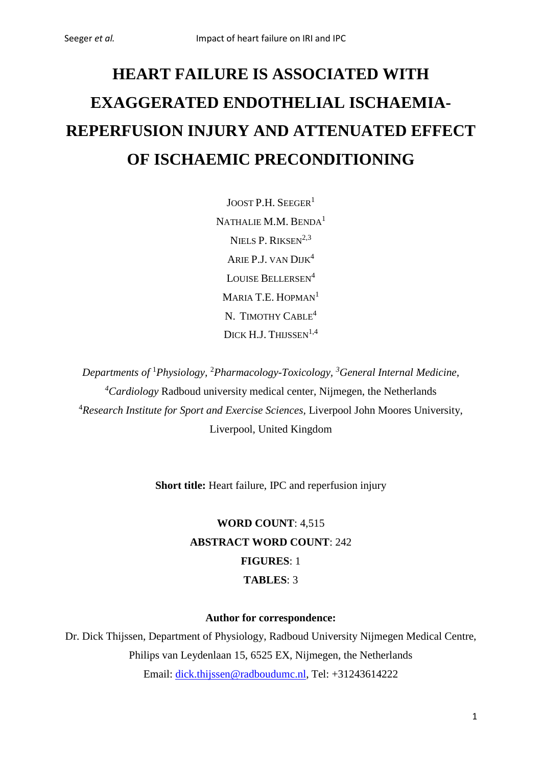# HEART FAILURE IS ASSOCIATED WITH EXAGGERATED ENDOTHELIAL ISCHAEMIA-REPERFUSION INJURY AND ATTENUATED EFFECT OF ISCHAEMIC PRECONDITIONING

JOOST P.H. SEEGER[1]

NATHALIE M.M. BENDA[1]

NIELS P. RIKSEN[2,3]

ARIE P.J. VAN DIJK[4]

LOUISE BELLERSEN[4]

MARIA T.E. HOPMAN[1]

N. TIMOTHY CABLE[4]

DICK H.J. THIJSSEN[1,4]

*Departments of* [1]*Physiology,* [2]*Pharmacology-Toxicology,* [3]*General Internal Medicine,* [4]*Cardiology* Radboud university medical center, Nijmegen, the Netherlands

[4]*Research Institute for Sport and Exercise Sciences,* Liverpool John Moores University, Liverpool, United Kingdom

**Short title:** Heart failure, IPC and reperfusion injury

**WORD COUNT**: 4,515

**ABSTRACT WORD COUNT**: 242

**FIGURES**: 1

**TABLES**: 3

**Author for correspondence:**

Dr. Dick Thijssen, Department of Physiology, Radboud University Nijmegen Medical Centre, Philips van Leydenlaan 15, 6525 EX, Nijmegen, the Netherlands

Email: dick.thijssen@radboudumc.nl, Tel: +31243614222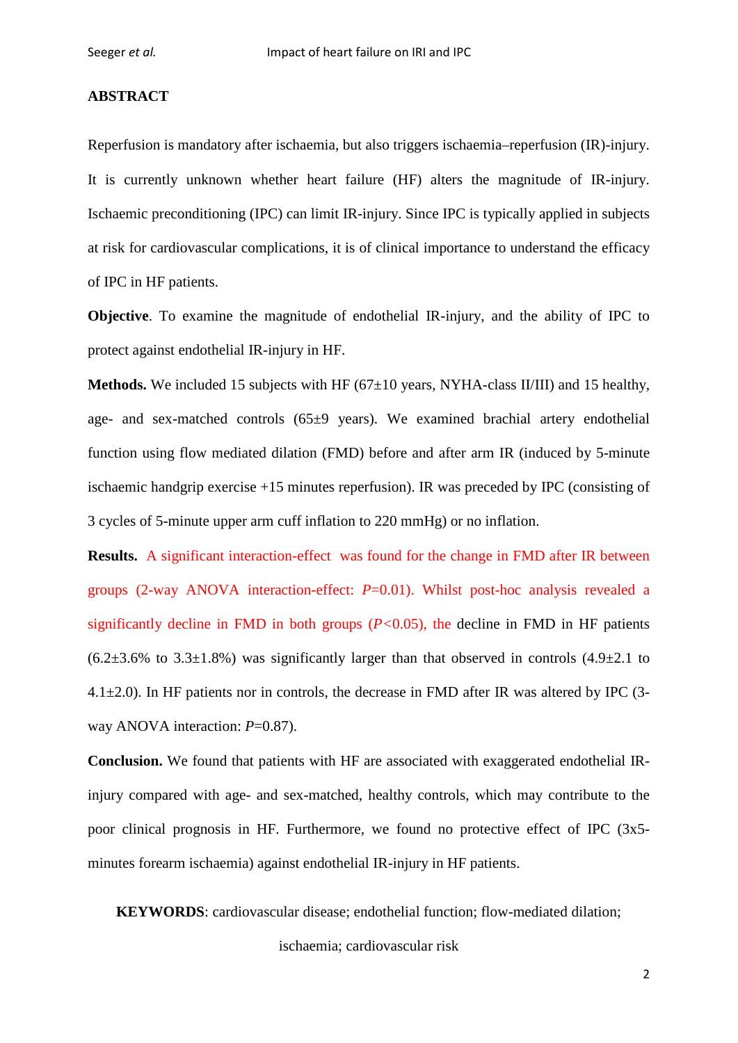**ABSTRACT**

Reperfusion is mandatory after ischaemia, but also triggers ischaemia–reperfusion (IR)-injury. It is currently unknown whether heart failure (HF) alters the magnitude of IR-injury. Ischaemic preconditioning (IPC) can limit IR-injury. Since IPC is typically applied in subjects at risk for cardiovascular complications, it is of clinical importance to understand the efficacy of IPC in HF patients.

**Objective**. To examine the magnitude of endothelial IR-injury, and the ability of IPC to protect against endothelial IR-injury in HF.

**Methods.** We included 15 subjects with HF (67±10 years, NYHA-class II/III) and 15 healthy, age- and sex-matched controls (65±9 years). We examined brachial artery endothelial function using flow mediated dilation (FMD) before and after arm IR (induced by 5-minute ischaemic handgrip exercise +15 minutes reperfusion). IR was preceded by IPC (consisting of 3 cycles of 5-minute upper arm cuff inflation to 220 mmHg) or no inflation.

**Results.** A significant interaction-effect was found for the change in FMD after IR between groups (2-way ANOVA interaction-effect: $P$=0.01). Whilst post-hoc analysis revealed a significantly decline in FMD in both groups ($P$<0.05), the decline in FMD in HF patients (6.2±3.6% to 3.3±1.8%) was significantly larger than that observed in controls (4.9±2.1 to 4.1±2.0). In HF patients nor in controls, the decrease in FMD after IR was altered by IPC (3-way ANOVA interaction: $P$=0.87).

**Conclusion.** We found that patients with HF are associated with exaggerated endothelial IR-injury compared with age- and sex-matched, healthy controls, which may contribute to the poor clinical prognosis in HF. Furthermore, we found no protective effect of IPC (3x5-minutes forearm ischaemia) against endothelial IR-injury in HF patients.

**KEYWORDS**: cardiovascular disease; endothelial function; flow-mediated dilation; ischaemia; cardiovascular risk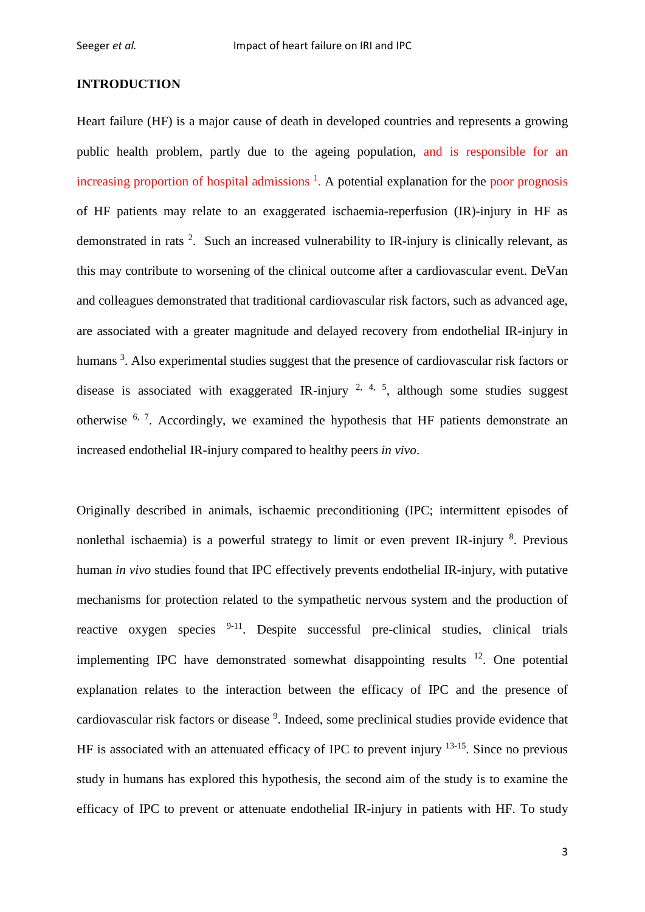## INTRODUCTION

Heart failure (HF) is a major cause of death in developed countries and represents a growing public health problem, partly due to the ageing population, and is responsible for an increasing proportion of hospital admissions [1]. A potential explanation for the poor prognosis of HF patients may relate to an exaggerated ischaemia-reperfusion (IR)-injury in HF as demonstrated in rats [2]. Such an increased vulnerability to IR-injury is clinically relevant, as this may contribute to worsening of the clinical outcome after a cardiovascular event. DeVan and colleagues demonstrated that traditional cardiovascular risk factors, such as advanced age, are associated with a greater magnitude and delayed recovery from endothelial IR-injury in humans [3]. Also experimental studies suggest that the presence of cardiovascular risk factors or disease is associated with exaggerated IR-injury [2, 4, 5], although some studies suggest otherwise [6, 7]. Accordingly, we examined the hypothesis that HF patients demonstrate an increased endothelial IR-injury compared to healthy peers *in vivo*.

Originally described in animals, ischaemic preconditioning (IPC; intermittent episodes of nonlethal ischaemia) is a powerful strategy to limit or even prevent IR-injury [8]. Previous human *in vivo* studies found that IPC effectively prevents endothelial IR-injury, with putative mechanisms for protection related to the sympathetic nervous system and the production of reactive oxygen species [9-11]. Despite successful pre-clinical studies, clinical trials implementing IPC have demonstrated somewhat disappointing results [12]. One potential explanation relates to the interaction between the efficacy of IPC and the presence of cardiovascular risk factors or disease [9]. Indeed, some preclinical studies provide evidence that HF is associated with an attenuated efficacy of IPC to prevent injury [13-15]. Since no previous study in humans has explored this hypothesis, the second aim of the study is to examine the efficacy of IPC to prevent or attenuate endothelial IR-injury in patients with HF. To study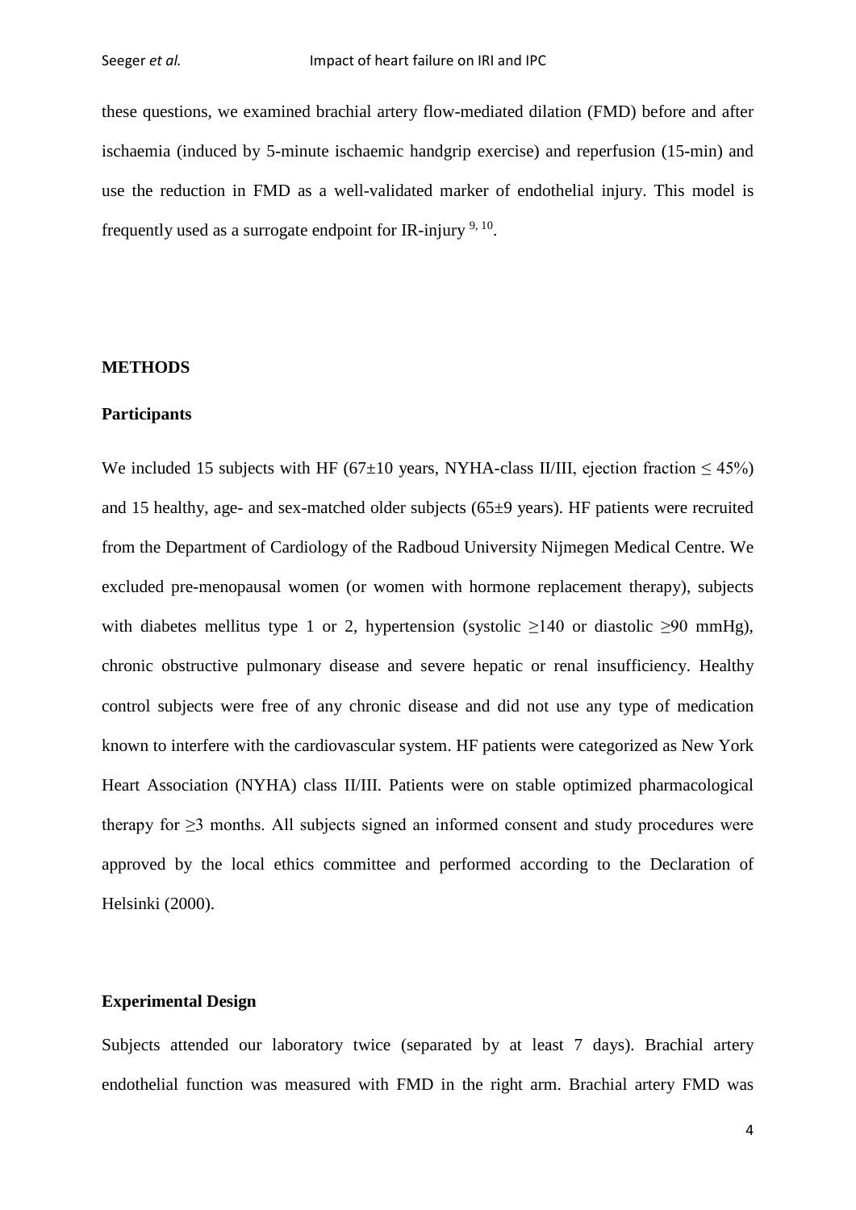these questions, we examined brachial artery flow-mediated dilation (FMD) before and after ischaemia (induced by 5-minute ischaemic handgrip exercise) and reperfusion (15-min) and use the reduction in FMD as a well-validated marker of endothelial injury. This model is frequently used as a surrogate endpoint for IR-injury [9, 10].

## METHODS

### Participants

We included 15 subjects with HF (67±10 years, NYHA-class II/III, ejection fraction ≤ 45%) and 15 healthy, age- and sex-matched older subjects (65±9 years). HF patients were recruited from the Department of Cardiology of the Radboud University Nijmegen Medical Centre. We excluded pre-menopausal women (or women with hormone replacement therapy), subjects with diabetes mellitus type 1 or 2, hypertension (systolic ≥140 or diastolic ≥90 mmHg), chronic obstructive pulmonary disease and severe hepatic or renal insufficiency. Healthy control subjects were free of any chronic disease and did not use any type of medication known to interfere with the cardiovascular system. HF patients were categorized as New York Heart Association (NYHA) class II/III. Patients were on stable optimized pharmacological therapy for ≥3 months. All subjects signed an informed consent and study procedures were approved by the local ethics committee and performed according to the Declaration of Helsinki (2000).

### Experimental Design

Subjects attended our laboratory twice (separated by at least 7 days). Brachial artery endothelial function was measured with FMD in the right arm. Brachial artery FMD was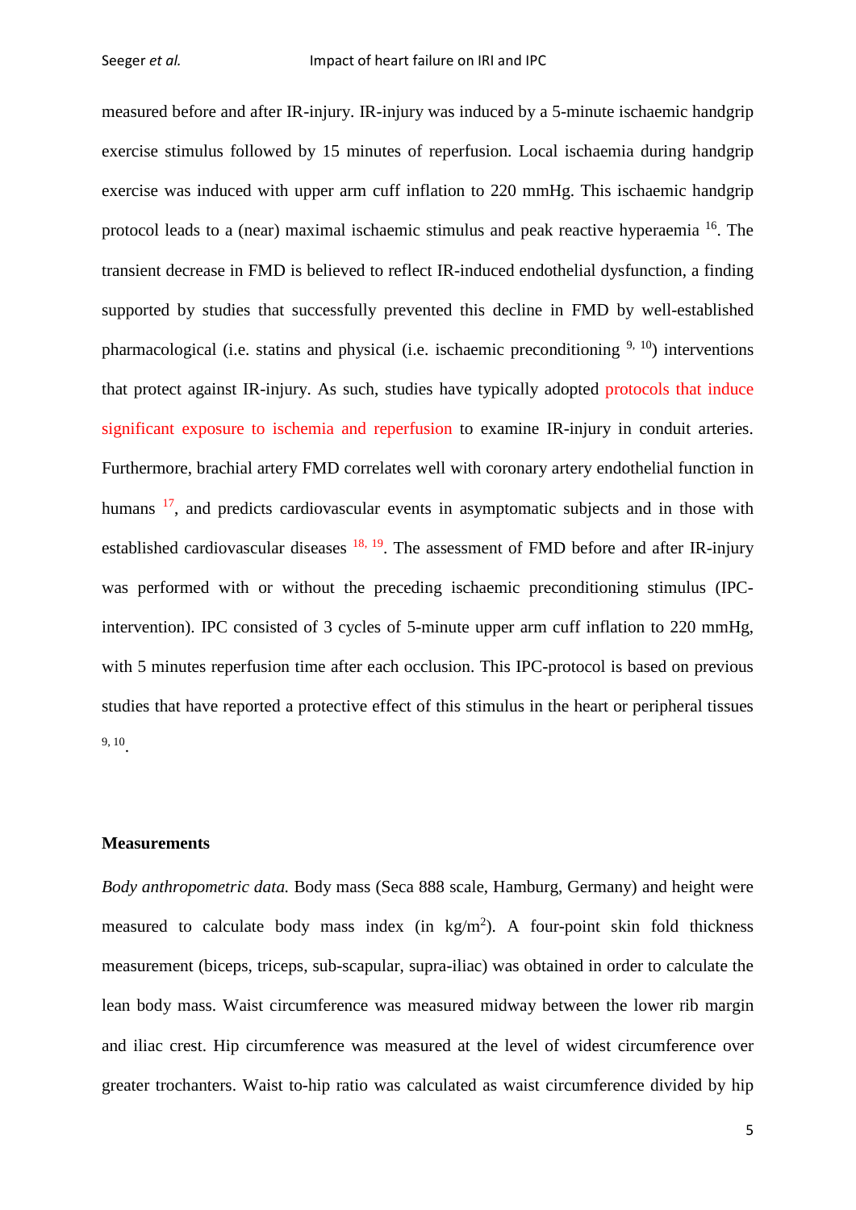measured before and after IR-injury. IR-injury was induced by a 5-minute ischaemic handgrip exercise stimulus followed by 15 minutes of reperfusion. Local ischaemia during handgrip exercise was induced with upper arm cuff inflation to 220 mmHg. This ischaemic handgrip protocol leads to a (near) maximal ischaemic stimulus and peak reactive hyperaemia [16]. The transient decrease in FMD is believed to reflect IR-induced endothelial dysfunction, a finding supported by studies that successfully prevented this decline in FMD by well-established pharmacological (i.e. statins and physical (i.e. ischaemic preconditioning [9, 10]) interventions that protect against IR-injury. As such, studies have typically adopted protocols that induce significant exposure to ischemia and reperfusion to examine IR-injury in conduit arteries. Furthermore, brachial artery FMD correlates well with coronary artery endothelial function in humans [17], and predicts cardiovascular events in asymptomatic subjects and in those with established cardiovascular diseases [18, 19]. The assessment of FMD before and after IR-injury was performed with or without the preceding ischaemic preconditioning stimulus (IPC-intervention). IPC consisted of 3 cycles of 5-minute upper arm cuff inflation to 220 mmHg, with 5 minutes reperfusion time after each occlusion. This IPC-protocol is based on previous studies that have reported a protective effect of this stimulus in the heart or peripheral tissues [9, 10].

**Measurements**

*Body anthropometric data.* Body mass (Seca 888 scale, Hamburg, Germany) and height were measured to calculate body mass index (in kg/m$^2$). A four-point skin fold thickness measurement (biceps, triceps, sub-scapular, supra-iliac) was obtained in order to calculate the lean body mass. Waist circumference was measured midway between the lower rib margin and iliac crest. Hip circumference was measured at the level of widest circumference over greater trochanters. Waist to-hip ratio was calculated as waist circumference divided by hip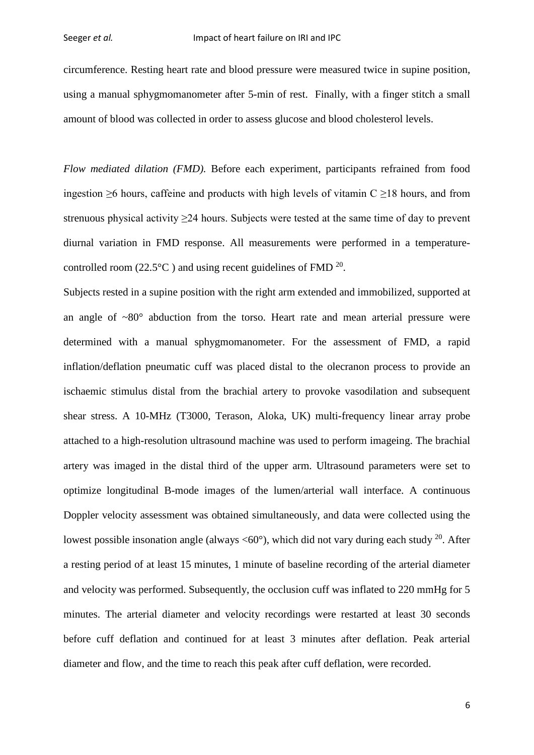circumference. Resting heart rate and blood pressure were measured twice in supine position, using a manual sphygmomanometer after 5-min of rest. Finally, with a finger stitch a small amount of blood was collected in order to assess glucose and blood cholesterol levels.

*Flow mediated dilation (FMD).* Before each experiment, participants refrained from food ingestion ≥6 hours, caffeine and products with high levels of vitamin C ≥18 hours, and from strenuous physical activity ≥24 hours. Subjects were tested at the same time of day to prevent diurnal variation in FMD response. All measurements were performed in a temperature-controlled room (22.5°C ) and using recent guidelines of FMD [20].

Subjects rested in a supine position with the right arm extended and immobilized, supported at an angle of ~80° abduction from the torso. Heart rate and mean arterial pressure were determined with a manual sphygmomanometer. For the assessment of FMD, a rapid inflation/deflation pneumatic cuff was placed distal to the olecranon process to provide an ischaemic stimulus distal from the brachial artery to provoke vasodilation and subsequent shear stress. A 10-MHz (T3000, Terason, Aloka, UK) multi-frequency linear array probe attached to a high-resolution ultrasound machine was used to perform imageing. The brachial artery was imaged in the distal third of the upper arm. Ultrasound parameters were set to optimize longitudinal B-mode images of the lumen/arterial wall interface. A continuous Doppler velocity assessment was obtained simultaneously, and data were collected using the lowest possible insonation angle (always <60°), which did not vary during each study [20]. After a resting period of at least 15 minutes, 1 minute of baseline recording of the arterial diameter and velocity was performed. Subsequently, the occlusion cuff was inflated to 220 mmHg for 5 minutes. The arterial diameter and velocity recordings were restarted at least 30 seconds before cuff deflation and continued for at least 3 minutes after deflation. Peak arterial diameter and flow, and the time to reach this peak after cuff deflation, were recorded.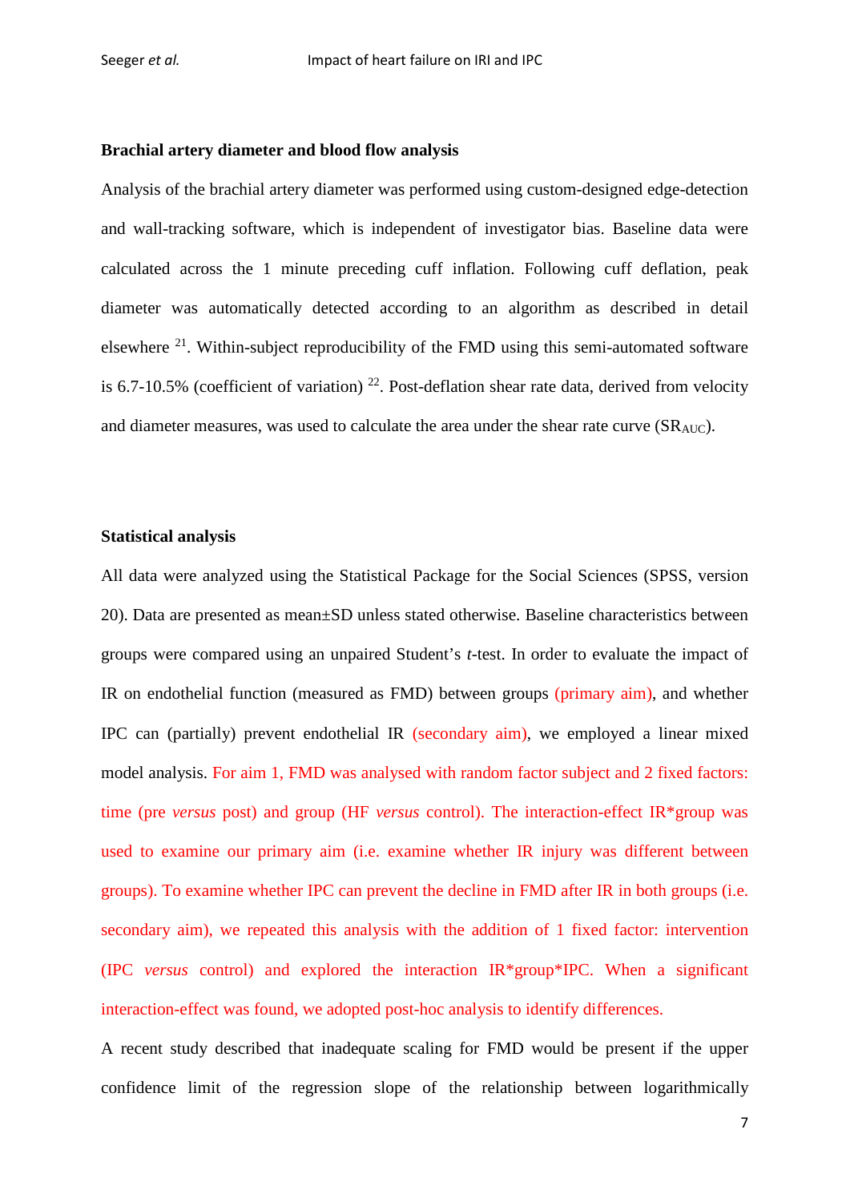**Brachial artery diameter and blood flow analysis**

Analysis of the brachial artery diameter was performed using custom-designed edge-detection and wall-tracking software, which is independent of investigator bias. Baseline data were calculated across the 1 minute preceding cuff inflation. Following cuff deflation, peak diameter was automatically detected according to an algorithm as described in detail elsewhere [21]. Within-subject reproducibility of the FMD using this semi-automated software is 6.7-10.5% (coefficient of variation) [22]. Post-deflation shear rate data, derived from velocity and diameter measures, was used to calculate the area under the shear rate curve ($SR_{AUC}$).

**Statistical analysis**

All data were analyzed using the Statistical Package for the Social Sciences (SPSS, version 20). Data are presented as mean±SD unless stated otherwise. Baseline characteristics between groups were compared using an unpaired Student's *t*-test. In order to evaluate the impact of IR on endothelial function (measured as FMD) between groups (primary aim), and whether IPC can (partially) prevent endothelial IR (secondary aim), we employed a linear mixed model analysis. For aim 1, FMD was analysed with random factor subject and 2 fixed factors: time (pre *versus* post) and group (HF *versus* control). The interaction-effect IR*group was used to examine our primary aim (i.e. examine whether IR injury was different between groups). To examine whether IPC can prevent the decline in FMD after IR in both groups (i.e. secondary aim), we repeated this analysis with the addition of 1 fixed factor: intervention (IPC *versus* control) and explored the interaction IR*group*IPC. When a significant interaction-effect was found, we adopted post-hoc analysis to identify differences.

A recent study described that inadequate scaling for FMD would be present if the upper confidence limit of the regression slope of the relationship between logarithmically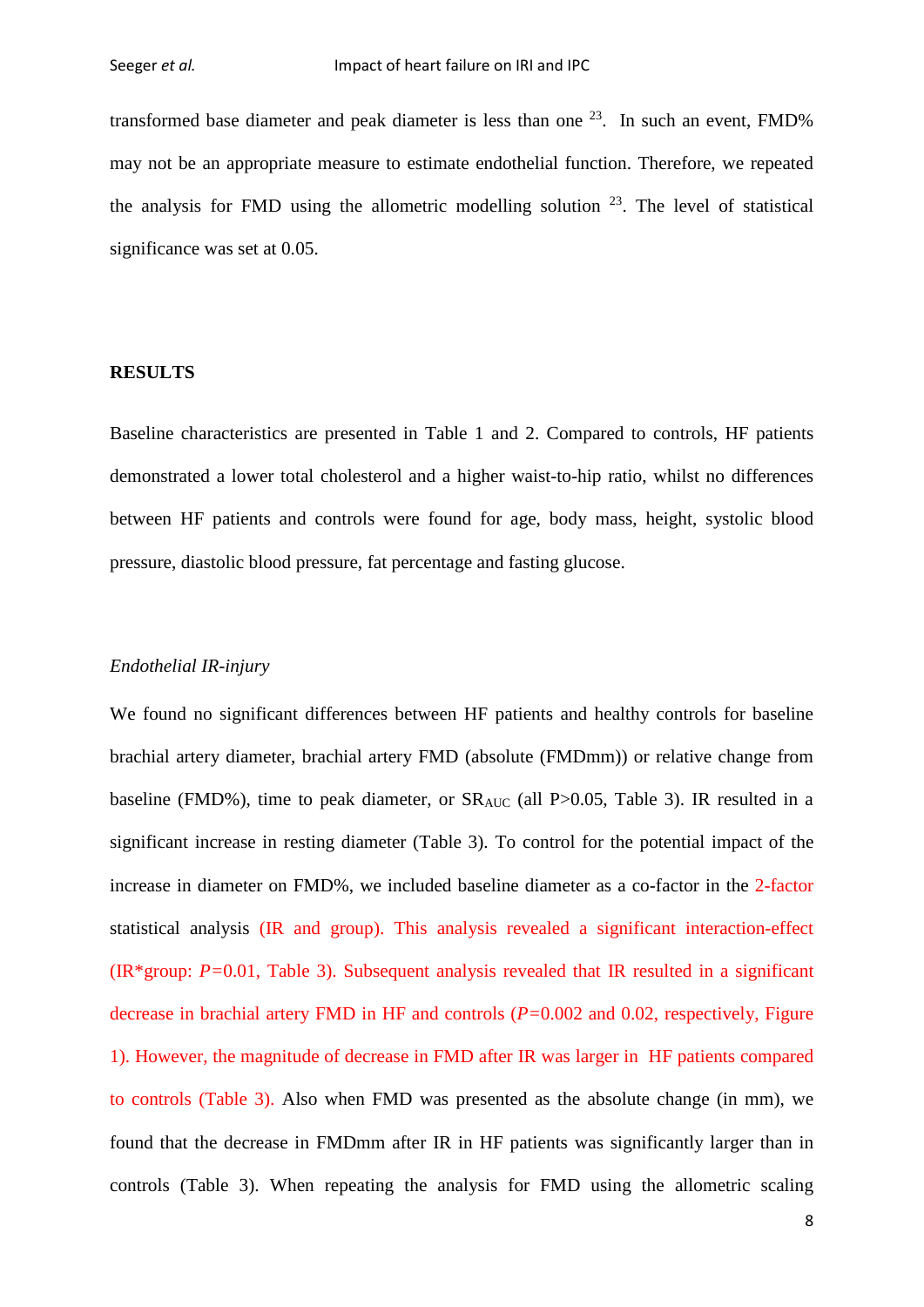transformed base diameter and peak diameter is less than one [23]. In such an event, FMD% may not be an appropriate measure to estimate endothelial function. Therefore, we repeated the analysis for FMD using the allometric modelling solution [23]. The level of statistical significance was set at 0.05.

## RESULTS

Baseline characteristics are presented in Table 1 and 2. Compared to controls, HF patients demonstrated a lower total cholesterol and a higher waist-to-hip ratio, whilst no differences between HF patients and controls were found for age, body mass, height, systolic blood pressure, diastolic blood pressure, fat percentage and fasting glucose.

### *Endothelial IR-injury*

We found no significant differences between HF patients and healthy controls for baseline brachial artery diameter, brachial artery FMD (absolute (FMDmm)) or relative change from baseline (FMD%), time to peak diameter, or $SR_{AUC}$ (all P>0.05, Table 3). IR resulted in a significant increase in resting diameter (Table 3). To control for the potential impact of the increase in diameter on FMD%, we included baseline diameter as a co-factor in the 2-factor statistical analysis (IR and group). This analysis revealed a significant interaction-effect (IR*group: *P*=0.01, Table 3). Subsequent analysis revealed that IR resulted in a significant decrease in brachial artery FMD in HF and controls (*P*=0.002 and 0.02, respectively, Figure 1). However, the magnitude of decrease in FMD after IR was larger in HF patients compared to controls (Table 3). Also when FMD was presented as the absolute change (in mm), we found that the decrease in FMDmm after IR in HF patients was significantly larger than in controls (Table 3). When repeating the analysis for FMD using the allometric scaling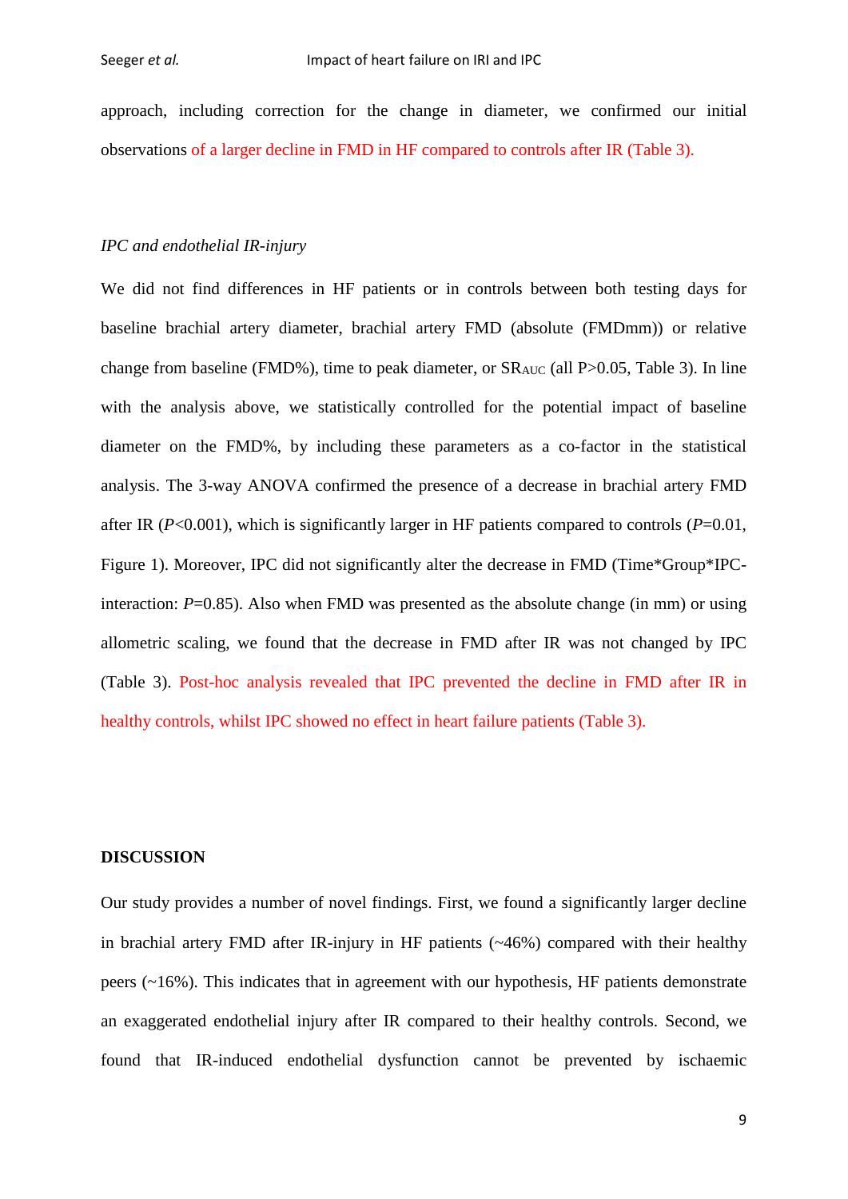approach, including correction for the change in diameter, we confirmed our initial observations of a larger decline in FMD in HF compared to controls after IR (Table 3).

*IPC and endothelial IR-injury*

We did not find differences in HF patients or in controls between both testing days for baseline brachial artery diameter, brachial artery FMD (absolute (FMDmm)) or relative change from baseline (FMD%), time to peak diameter, or $SR_{AUC}$ (all P>0.05, Table 3). In line with the analysis above, we statistically controlled for the potential impact of baseline diameter on the FMD%, by including these parameters as a co-factor in the statistical analysis. The 3-way ANOVA confirmed the presence of a decrease in brachial artery FMD after IR (*P*<0.001), which is significantly larger in HF patients compared to controls (*P*=0.01, Figure 1). Moreover, IPC did not significantly alter the decrease in FMD (Time*Group*IPC-interaction: *P*=0.85). Also when FMD was presented as the absolute change (in mm) or using allometric scaling, we found that the decrease in FMD after IR was not changed by IPC (Table 3). Post-hoc analysis revealed that IPC prevented the decline in FMD after IR in healthy controls, whilst IPC showed no effect in heart failure patients (Table 3).

## DISCUSSION

Our study provides a number of novel findings. First, we found a significantly larger decline in brachial artery FMD after IR-injury in HF patients (~46%) compared with their healthy peers (~16%). This indicates that in agreement with our hypothesis, HF patients demonstrate an exaggerated endothelial injury after IR compared to their healthy controls. Second, we found that IR-induced endothelial dysfunction cannot be prevented by ischaemic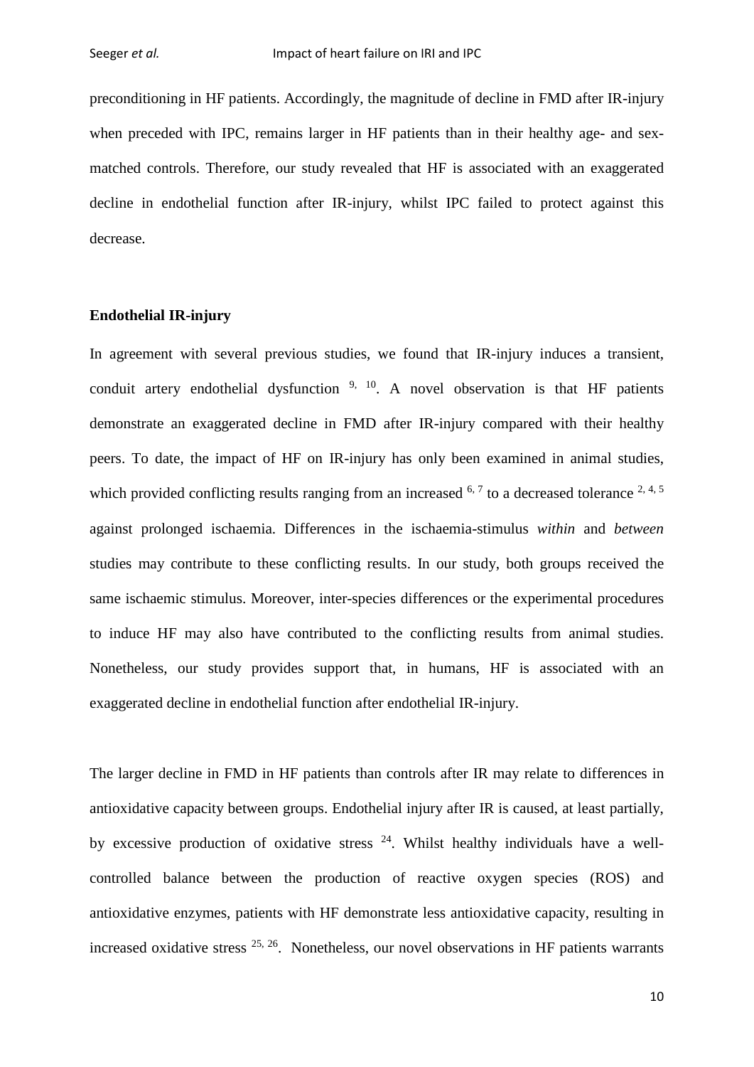preconditioning in HF patients. Accordingly, the magnitude of decline in FMD after IR-injury when preceded with IPC, remains larger in HF patients than in their healthy age- and sex-matched controls. Therefore, our study revealed that HF is associated with an exaggerated decline in endothelial function after IR-injury, whilst IPC failed to protect against this decrease.

**Endothelial IR-injury**

In agreement with several previous studies, we found that IR-injury induces a transient, conduit artery endothelial dysfunction [9, 10]. A novel observation is that HF patients demonstrate an exaggerated decline in FMD after IR-injury compared with their healthy peers. To date, the impact of HF on IR-injury has only been examined in animal studies, which provided conflicting results ranging from an increased [6, 7] to a decreased tolerance [2, 4, 5] against prolonged ischaemia. Differences in the ischaemia-stimulus *within* and *between* studies may contribute to these conflicting results. In our study, both groups received the same ischaemic stimulus. Moreover, inter-species differences or the experimental procedures to induce HF may also have contributed to the conflicting results from animal studies. Nonetheless, our study provides support that, in humans, HF is associated with an exaggerated decline in endothelial function after endothelial IR-injury.

The larger decline in FMD in HF patients than controls after IR may relate to differences in antioxidative capacity between groups. Endothelial injury after IR is caused, at least partially, by excessive production of oxidative stress [24]. Whilst healthy individuals have a well-controlled balance between the production of reactive oxygen species (ROS) and antioxidative enzymes, patients with HF demonstrate less antioxidative capacity, resulting in increased oxidative stress [25, 26]. Nonetheless, our novel observations in HF patients warrants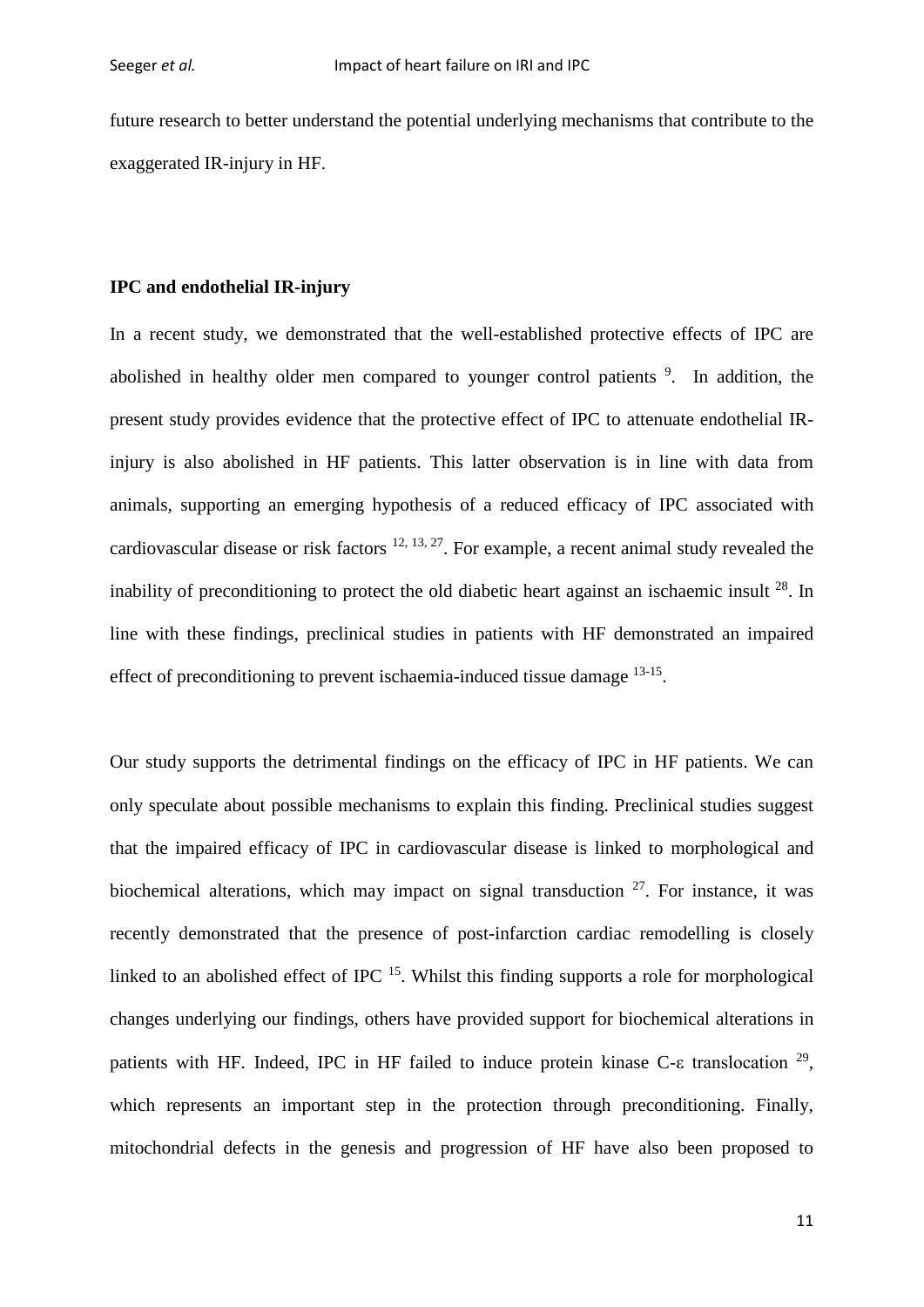future research to better understand the potential underlying mechanisms that contribute to the exaggerated IR-injury in HF.

**IPC and endothelial IR-injury**

In a recent study, we demonstrated that the well-established protective effects of IPC are abolished in healthy older men compared to younger control patients [9]. In addition, the present study provides evidence that the protective effect of IPC to attenuate endothelial IR-injury is also abolished in HF patients. This latter observation is in line with data from animals, supporting an emerging hypothesis of a reduced efficacy of IPC associated with cardiovascular disease or risk factors [12, 13, 27]. For example, a recent animal study revealed the inability of preconditioning to protect the old diabetic heart against an ischaemic insult [28]. In line with these findings, preclinical studies in patients with HF demonstrated an impaired effect of preconditioning to prevent ischaemia-induced tissue damage [13-15].

Our study supports the detrimental findings on the efficacy of IPC in HF patients. We can only speculate about possible mechanisms to explain this finding. Preclinical studies suggest that the impaired efficacy of IPC in cardiovascular disease is linked to morphological and biochemical alterations, which may impact on signal transduction [27]. For instance, it was recently demonstrated that the presence of post-infarction cardiac remodelling is closely linked to an abolished effect of IPC [15]. Whilst this finding supports a role for morphological changes underlying our findings, others have provided support for biochemical alterations in patients with HF. Indeed, IPC in HF failed to induce protein kinase C-ε translocation [29], which represents an important step in the protection through preconditioning. Finally, mitochondrial defects in the genesis and progression of HF have also been proposed to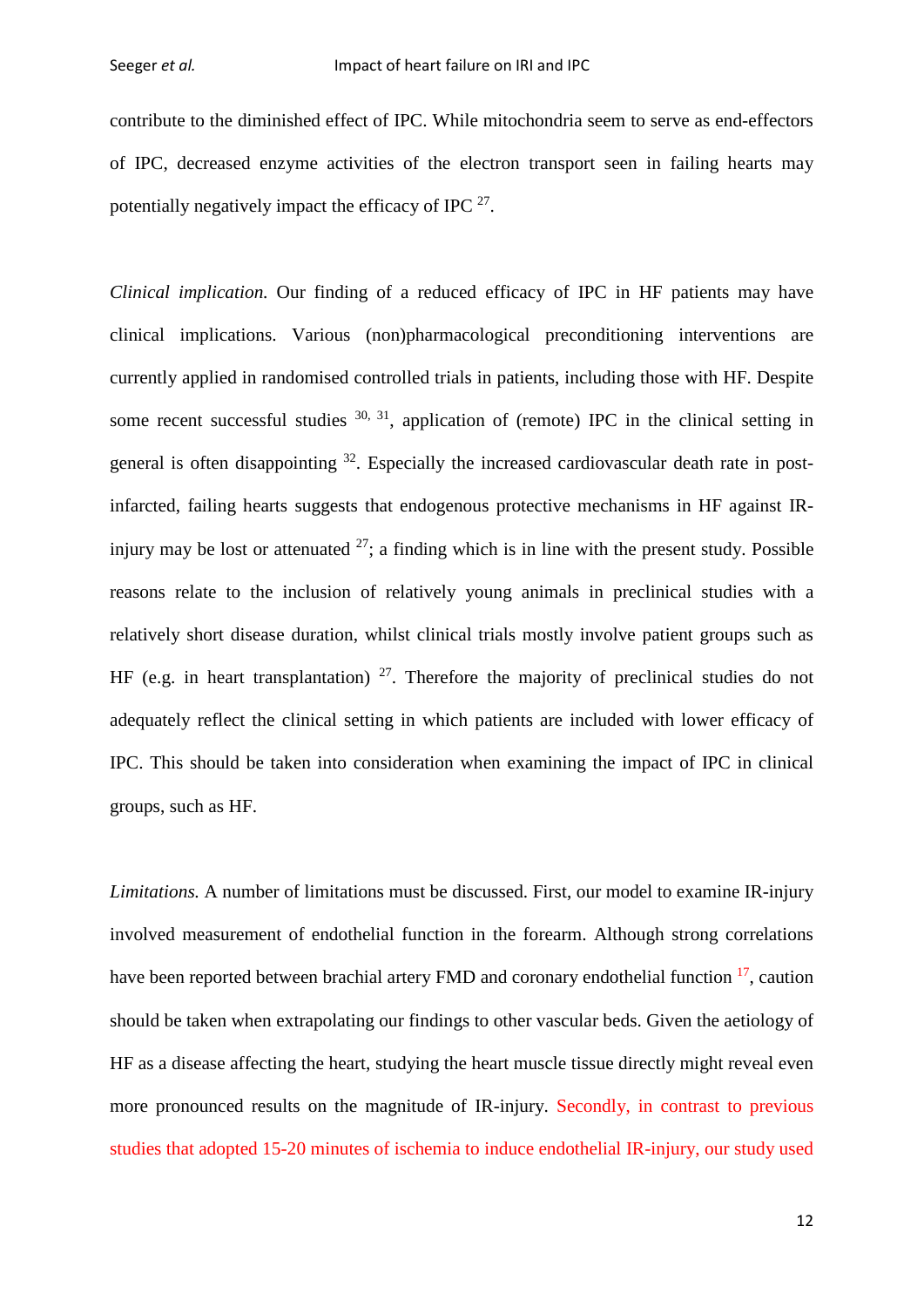contribute to the diminished effect of IPC. While mitochondria seem to serve as end-effectors of IPC, decreased enzyme activities of the electron transport seen in failing hearts may potentially negatively impact the efficacy of IPC [27].

*Clinical implication.* Our finding of a reduced efficacy of IPC in HF patients may have clinical implications. Various (non)pharmacological preconditioning interventions are currently applied in randomised controlled trials in patients, including those with HF. Despite some recent successful studies [30, 31], application of (remote) IPC in the clinical setting in general is often disappointing [32]. Especially the increased cardiovascular death rate in post-infarcted, failing hearts suggests that endogenous protective mechanisms in HF against IR-injury may be lost or attenuated [27]; a finding which is in line with the present study. Possible reasons relate to the inclusion of relatively young animals in preclinical studies with a relatively short disease duration, whilst clinical trials mostly involve patient groups such as HF (e.g. in heart transplantation) [27]. Therefore the majority of preclinical studies do not adequately reflect the clinical setting in which patients are included with lower efficacy of IPC. This should be taken into consideration when examining the impact of IPC in clinical groups, such as HF.

*Limitations.* A number of limitations must be discussed. First, our model to examine IR-injury involved measurement of endothelial function in the forearm. Although strong correlations have been reported between brachial artery FMD and coronary endothelial function [17], caution should be taken when extrapolating our findings to other vascular beds. Given the aetiology of HF as a disease affecting the heart, studying the heart muscle tissue directly might reveal even more pronounced results on the magnitude of IR-injury. Secondly, in contrast to previous studies that adopted 15-20 minutes of ischemia to induce endothelial IR-injury, our study used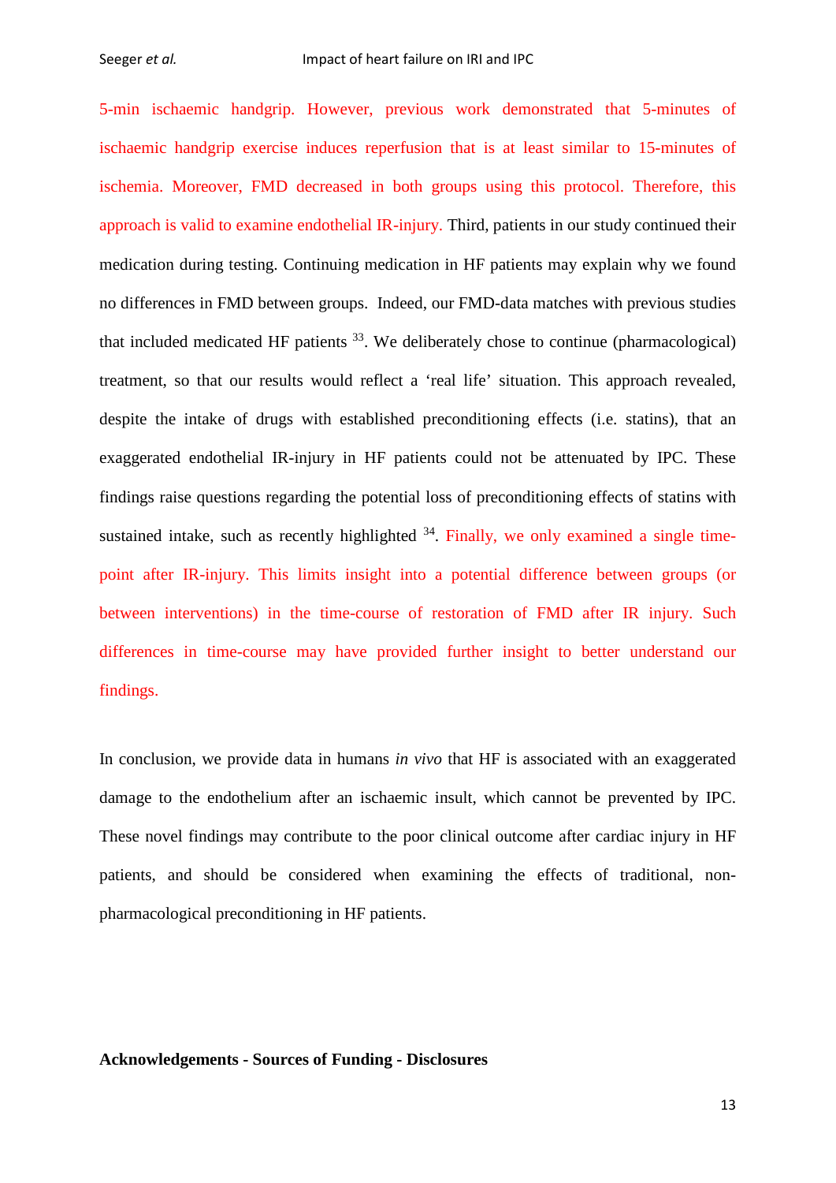5-min ischaemic handgrip. However, previous work demonstrated that 5-minutes of ischaemic handgrip exercise induces reperfusion that is at least similar to 15-minutes of ischemia. Moreover, FMD decreased in both groups using this protocol. Therefore, this approach is valid to examine endothelial IR-injury. Third, patients in our study continued their medication during testing. Continuing medication in HF patients may explain why we found no differences in FMD between groups. Indeed, our FMD-data matches with previous studies that included medicated HF patients [33]. We deliberately chose to continue (pharmacological) treatment, so that our results would reflect a 'real life' situation. This approach revealed, despite the intake of drugs with established preconditioning effects (i.e. statins), that an exaggerated endothelial IR-injury in HF patients could not be attenuated by IPC. These findings raise questions regarding the potential loss of preconditioning effects of statins with sustained intake, such as recently highlighted [34]. Finally, we only examined a single time-point after IR-injury. This limits insight into a potential difference between groups (or between interventions) in the time-course of restoration of FMD after IR injury. Such differences in time-course may have provided further insight to better understand our findings.

In conclusion, we provide data in humans *in vivo* that HF is associated with an exaggerated damage to the endothelium after an ischaemic insult, which cannot be prevented by IPC. These novel findings may contribute to the poor clinical outcome after cardiac injury in HF patients, and should be considered when examining the effects of traditional, non-pharmacological preconditioning in HF patients.

**Acknowledgements - Sources of Funding - Disclosures**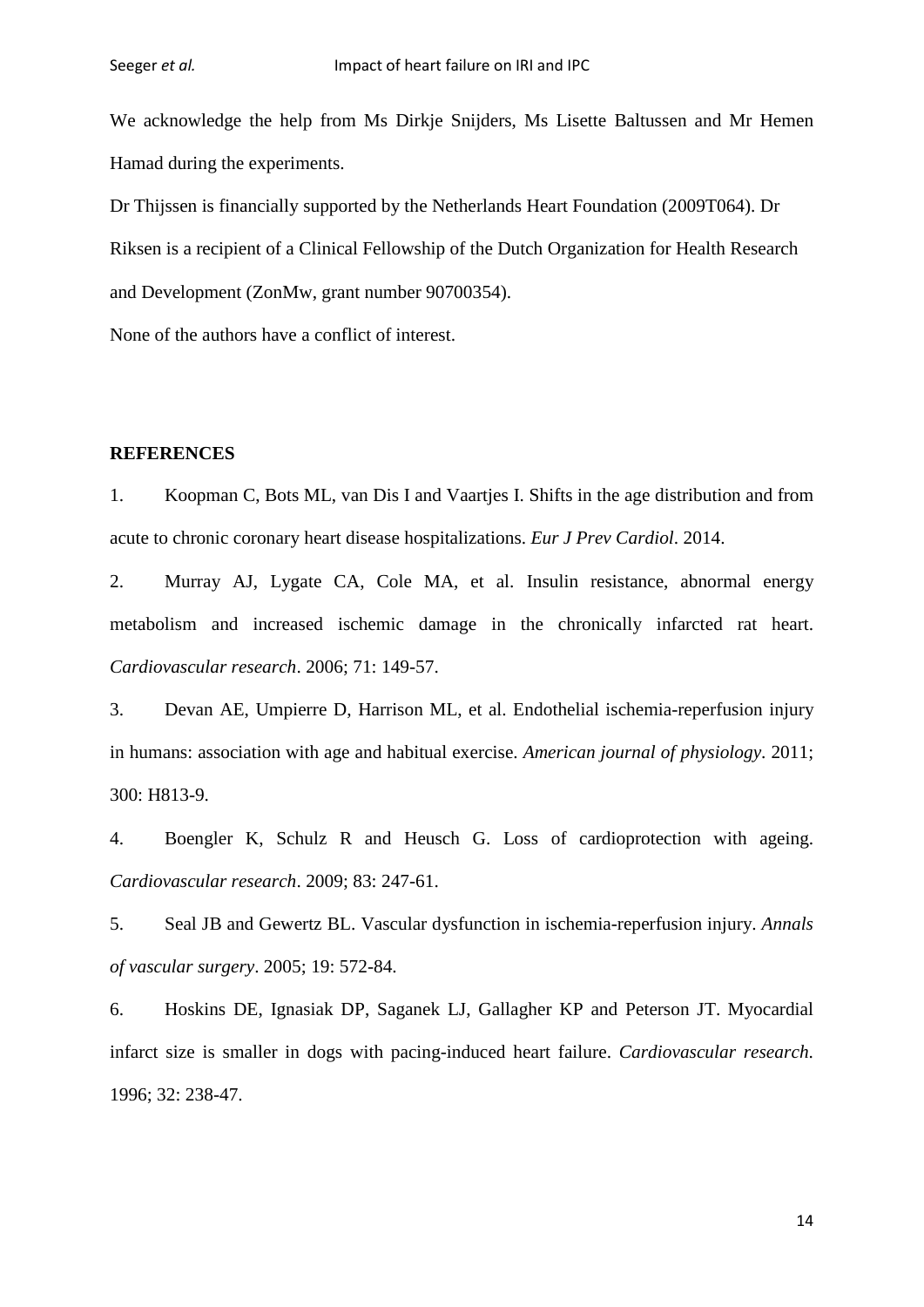We acknowledge the help from Ms Dirkje Snijders, Ms Lisette Baltussen and Mr Hemen Hamad during the experiments.

Dr Thijssen is financially supported by the Netherlands Heart Foundation (2009T064). Dr Riksen is a recipient of a Clinical Fellowship of the Dutch Organization for Health Research and Development (ZonMw, grant number 90700354).

None of the authors have a conflict of interest.

## REFERENCES

1. Koopman C, Bots ML, van Dis I and Vaartjes I. Shifts in the age distribution and from acute to chronic coronary heart disease hospitalizations. *Eur J Prev Cardiol*. 2014.

2. Murray AJ, Lygate CA, Cole MA, et al. Insulin resistance, abnormal energy metabolism and increased ischemic damage in the chronically infarcted rat heart. *Cardiovascular research*. 2006; 71: 149-57.

3. Devan AE, Umpierre D, Harrison ML, et al. Endothelial ischemia-reperfusion injury in humans: association with age and habitual exercise. *American journal of physiology*. 2011; 300: H813-9.

4. Boengler K, Schulz R and Heusch G. Loss of cardioprotection with ageing. *Cardiovascular research*. 2009; 83: 247-61.

5. Seal JB and Gewertz BL. Vascular dysfunction in ischemia-reperfusion injury. *Annals of vascular surgery*. 2005; 19: 572-84.

6. Hoskins DE, Ignasiak DP, Saganek LJ, Gallagher KP and Peterson JT. Myocardial infarct size is smaller in dogs with pacing-induced heart failure. *Cardiovascular research*. 1996; 32: 238-47.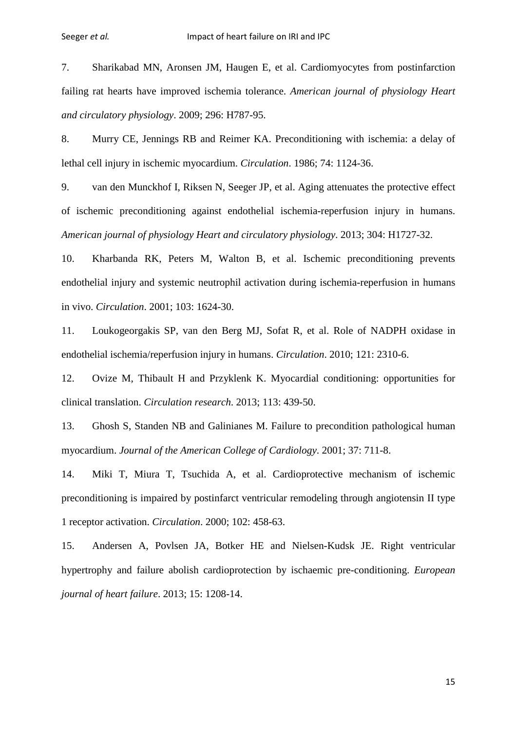7. Sharikabad MN, Aronsen JM, Haugen E, et al. Cardiomyocytes from postinfarction failing rat hearts have improved ischemia tolerance. *American journal of physiology Heart and circulatory physiology*. 2009; 296: H787-95.

8. Murry CE, Jennings RB and Reimer KA. Preconditioning with ischemia: a delay of lethal cell injury in ischemic myocardium. *Circulation*. 1986; 74: 1124-36.

9. van den Munckhof I, Riksen N, Seeger JP, et al. Aging attenuates the protective effect of ischemic preconditioning against endothelial ischemia-reperfusion injury in humans. *American journal of physiology Heart and circulatory physiology*. 2013; 304: H1727-32.

10. Kharbanda RK, Peters M, Walton B, et al. Ischemic preconditioning prevents endothelial injury and systemic neutrophil activation during ischemia-reperfusion in humans in vivo. *Circulation*. 2001; 103: 1624-30.

11. Loukogeorgakis SP, van den Berg MJ, Sofat R, et al. Role of NADPH oxidase in endothelial ischemia/reperfusion injury in humans. *Circulation*. 2010; 121: 2310-6.

12. Ovize M, Thibault H and Przyklenk K. Myocardial conditioning: opportunities for clinical translation. *Circulation research*. 2013; 113: 439-50.

13. Ghosh S, Standen NB and Galinianes M. Failure to precondition pathological human myocardium. *Journal of the American College of Cardiology*. 2001; 37: 711-8.

14. Miki T, Miura T, Tsuchida A, et al. Cardioprotective mechanism of ischemic preconditioning is impaired by postinfarct ventricular remodeling through angiotensin II type 1 receptor activation. *Circulation*. 2000; 102: 458-63.

15. Andersen A, Povlsen JA, Botker HE and Nielsen-Kudsk JE. Right ventricular hypertrophy and failure abolish cardioprotection by ischaemic pre-conditioning. *European journal of heart failure*. 2013; 15: 1208-14.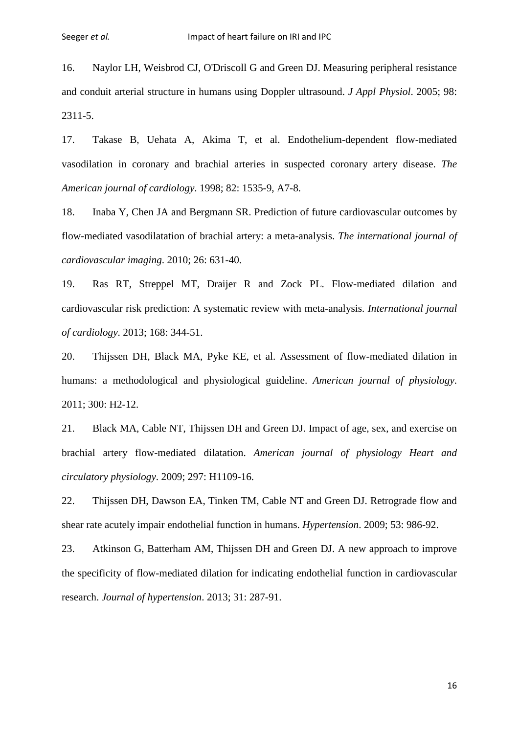16. Naylor LH, Weisbrod CJ, O'Driscoll G and Green DJ. Measuring peripheral resistance and conduit arterial structure in humans using Doppler ultrasound. *J Appl Physiol*. 2005; 98: 2311-5.

17. Takase B, Uehata A, Akima T, et al. Endothelium-dependent flow-mediated vasodilation in coronary and brachial arteries in suspected coronary artery disease. *The American journal of cardiology*. 1998; 82: 1535-9, A7-8.

18. Inaba Y, Chen JA and Bergmann SR. Prediction of future cardiovascular outcomes by flow-mediated vasodilatation of brachial artery: a meta-analysis. *The international journal of cardiovascular imaging*. 2010; 26: 631-40.

19. Ras RT, Streppel MT, Draijer R and Zock PL. Flow-mediated dilation and cardiovascular risk prediction: A systematic review with meta-analysis. *International journal of cardiology*. 2013; 168: 344-51.

20. Thijssen DH, Black MA, Pyke KE, et al. Assessment of flow-mediated dilation in humans: a methodological and physiological guideline. *American journal of physiology*. 2011; 300: H2-12.

21. Black MA, Cable NT, Thijssen DH and Green DJ. Impact of age, sex, and exercise on brachial artery flow-mediated dilatation. *American journal of physiology Heart and circulatory physiology*. 2009; 297: H1109-16.

22. Thijssen DH, Dawson EA, Tinken TM, Cable NT and Green DJ. Retrograde flow and shear rate acutely impair endothelial function in humans. *Hypertension*. 2009; 53: 986-92.

23. Atkinson G, Batterham AM, Thijssen DH and Green DJ. A new approach to improve the specificity of flow-mediated dilation for indicating endothelial function in cardiovascular research. *Journal of hypertension*. 2013; 31: 287-91.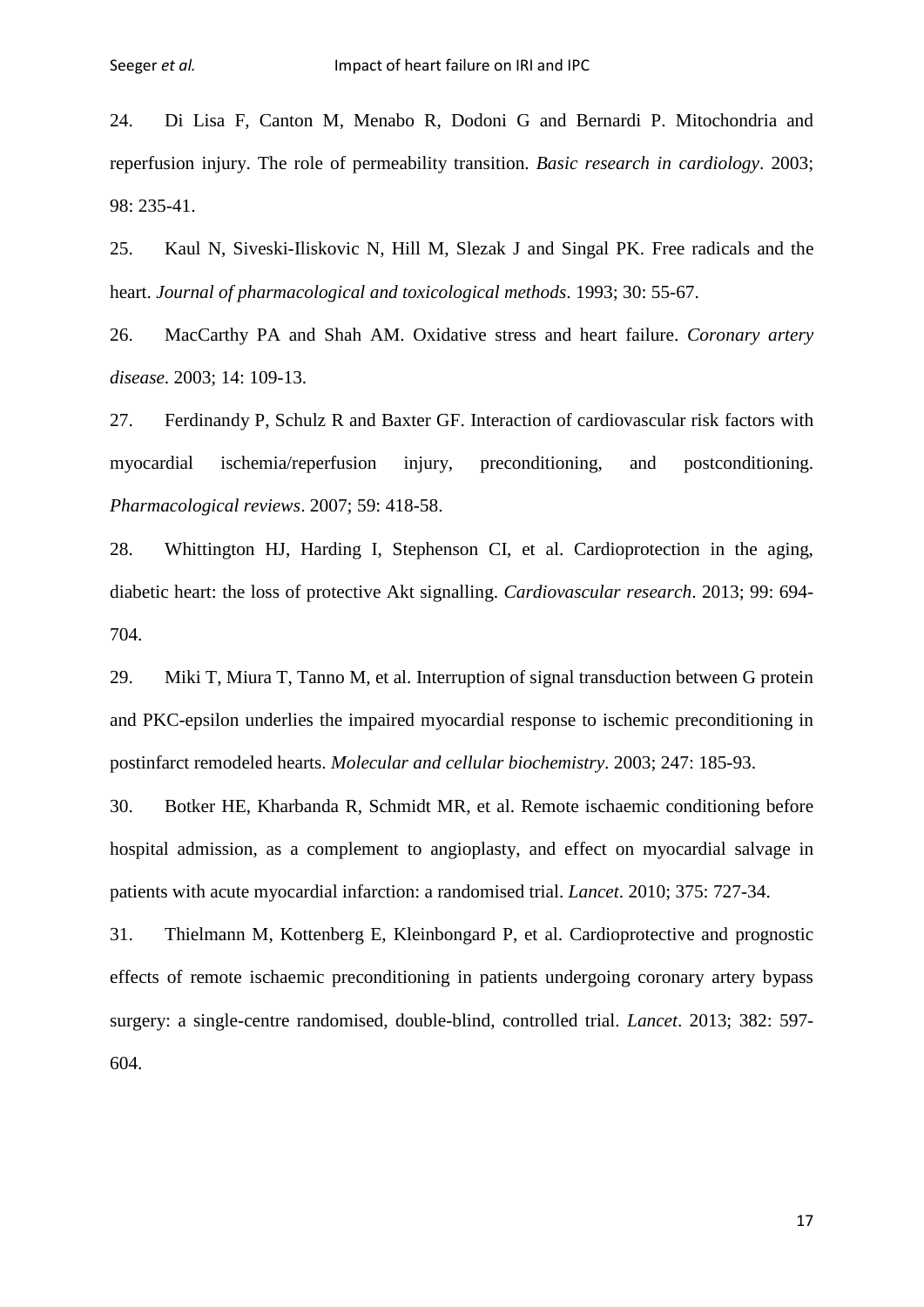24. Di Lisa F, Canton M, Menabo R, Dodoni G and Bernardi P. Mitochondria and reperfusion injury. The role of permeability transition. *Basic research in cardiology*. 2003; 98: 235-41.

25. Kaul N, Siveski-Iliskovic N, Hill M, Slezak J and Singal PK. Free radicals and the heart. *Journal of pharmacological and toxicological methods*. 1993; 30: 55-67.

26. MacCarthy PA and Shah AM. Oxidative stress and heart failure. *Coronary artery disease*. 2003; 14: 109-13.

27. Ferdinandy P, Schulz R and Baxter GF. Interaction of cardiovascular risk factors with myocardial ischemia/reperfusion injury, preconditioning, and postconditioning. *Pharmacological reviews*. 2007; 59: 418-58.

28. Whittington HJ, Harding I, Stephenson CI, et al. Cardioprotection in the aging, diabetic heart: the loss of protective Akt signalling. *Cardiovascular research*. 2013; 99: 694-704.

29. Miki T, Miura T, Tanno M, et al. Interruption of signal transduction between G protein and PKC-epsilon underlies the impaired myocardial response to ischemic preconditioning in postinfarct remodeled hearts. *Molecular and cellular biochemistry*. 2003; 247: 185-93.

30. Botker HE, Kharbanda R, Schmidt MR, et al. Remote ischaemic conditioning before hospital admission, as a complement to angioplasty, and effect on myocardial salvage in patients with acute myocardial infarction: a randomised trial. *Lancet*. 2010; 375: 727-34.

31. Thielmann M, Kottenberg E, Kleinbongard P, et al. Cardioprotective and prognostic effects of remote ischaemic preconditioning in patients undergoing coronary artery bypass surgery: a single-centre randomised, double-blind, controlled trial. *Lancet*. 2013; 382: 597-604.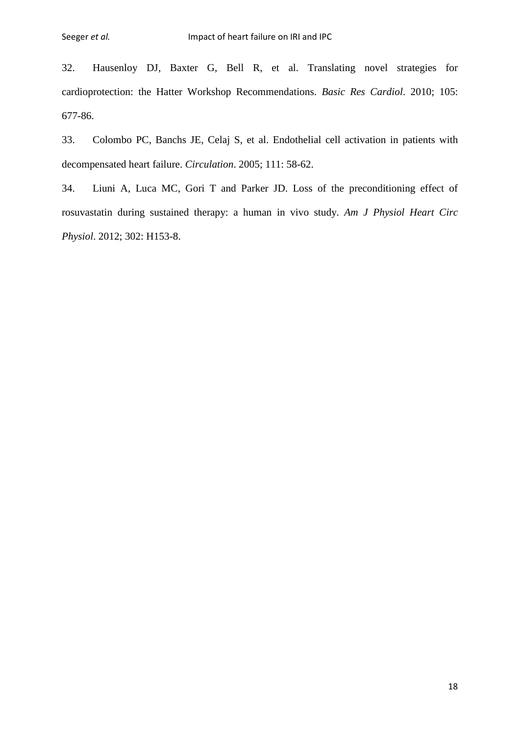32. Hausenloy DJ, Baxter G, Bell R, et al. Translating novel strategies for cardioprotection: the Hatter Workshop Recommendations. *Basic Res Cardiol*. 2010; 105: 677-86.

33. Colombo PC, Banchs JE, Celaj S, et al. Endothelial cell activation in patients with decompensated heart failure. *Circulation*. 2005; 111: 58-62.

34. Liuni A, Luca MC, Gori T and Parker JD. Loss of the preconditioning effect of rosuvastatin during sustained therapy: a human in vivo study. *Am J Physiol Heart Circ Physiol*. 2012; 302: H153-8.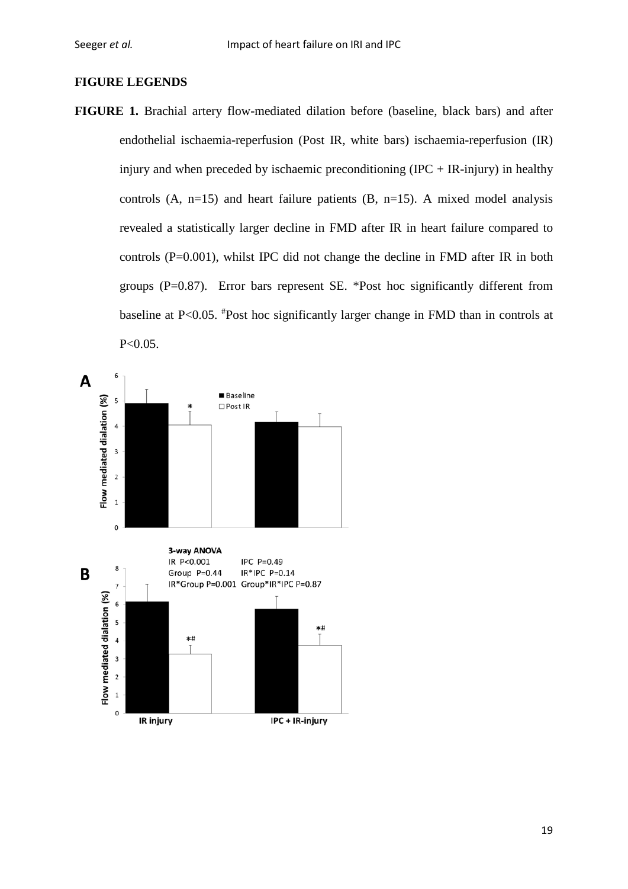**FIGURE LEGENDS**

**FIGURE 1.** Brachial artery flow-mediated dilation before (baseline, black bars) and after endothelial ischaemia-reperfusion (Post IR, white bars) ischaemia-reperfusion (IR) injury and when preceded by ischaemic preconditioning (IPC + IR-injury) in healthy controls (A, n=15) and heart failure patients (B, n=15). A mixed model analysis revealed a statistically larger decline in FMD after IR in heart failure compared to controls (P=0.001), whilst IPC did not change the decline in FMD after IR in both groups (P=0.87). Error bars represent SE. *Post hoc significantly different from baseline at P<0.05. [#]Post hoc significantly larger change in FMD than in controls at P<0.05.

A

Flow mediated dialation (%)

■ Baseline
□ Post IR

\*

B

3-way ANOVA
IR P<0.001   IPC P=0.49
Group P=0.44   IR*IPC P=0.14
IR*Group P=0.001   Group*IR*IPC P=0.87

Flow mediated dialation (%)

\*#

\*#

IR injury

IPC + IR-injury